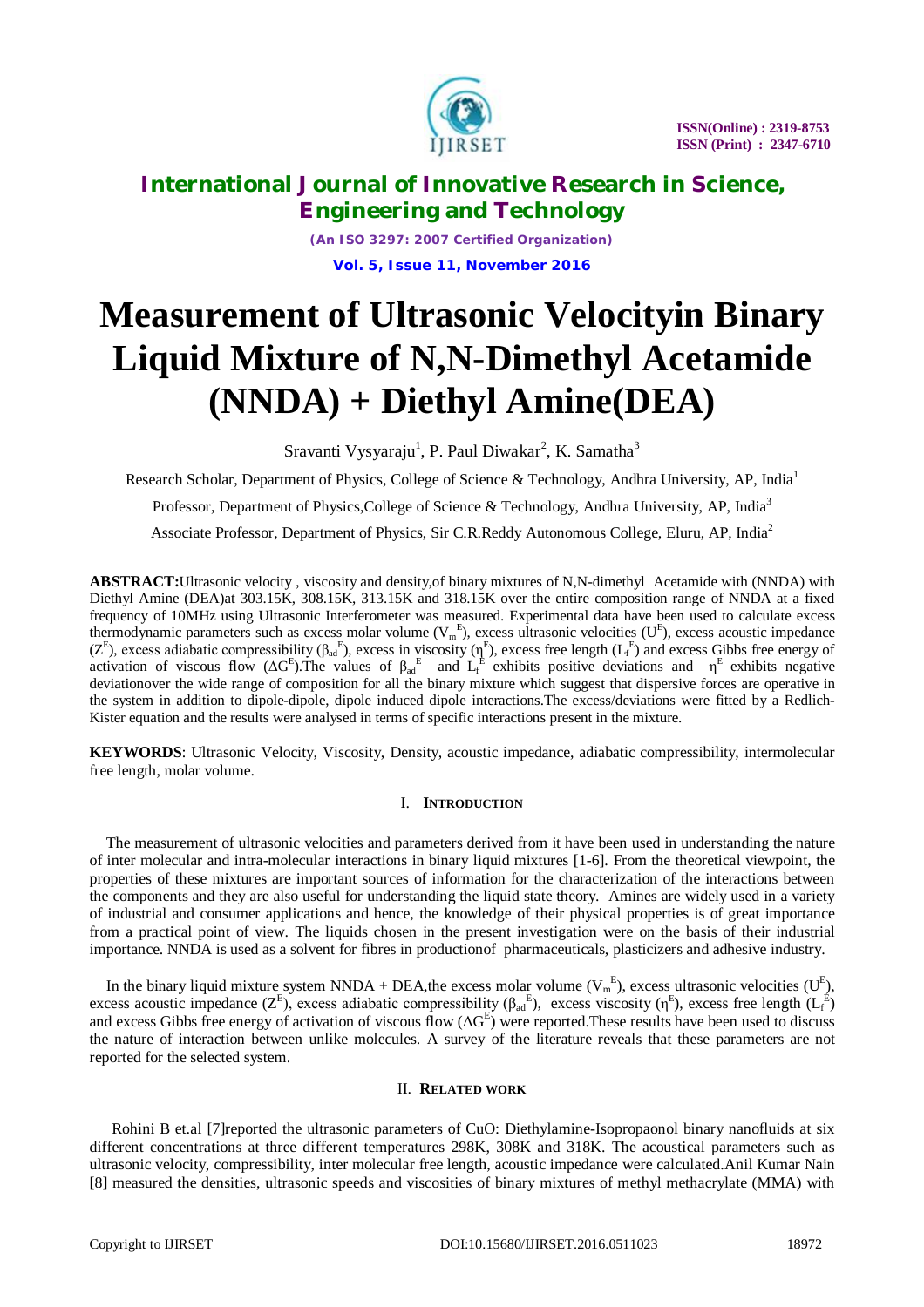# Measurement of Ultrasonic Velocityin Binary Liquid Mixture of N,N-Dimethyl Acetamide (NNDA) + Diethyl Amine(DEA)

Sravanti Vysyaraju[1], P. Paul Diwakar[2], K. Samatha[3]

Research Scholar, Department of Physics, College of Science & Technology, Andhra University, AP, India[1]

Professor, Department of Physics,College of Science & Technology, Andhra University, AP, India[3]

Associate Professor, Department of Physics, Sir C.R.Reddy Autonomous College, Eluru, AP, India[2]

**ABSTRACT:**Ultrasonic velocity , viscosity and density,of binary mixtures of N,N-dimethyl Acetamide with (NNDA) with Diethyl Amine (DEA)at 303.15K, 308.15K, 313.15K and 318.15K over the entire composition range of NNDA at a fixed frequency of 10MHz using Ultrasonic Interferometer was measured. Experimental data have been used to calculate excess thermodynamic parameters such as excess molar volume ($V_m^E$), excess ultrasonic velocities ($U^E$), excess acoustic impedance ($Z^E$), excess adiabatic compressibility ($\beta_{ad}^E$), excess in viscosity ($\eta^E$), excess free length ($L_f^E$) and excess Gibbs free energy of activation of viscous flow ($\Delta G^E$).The values of $\beta_{ad}^E$ and $L_f^E$ exhibits positive deviations and $\eta^E$ exhibits negative deviationover the wide range of composition for all the binary mixture which suggest that dispersive forces are operative in the system in addition to dipole-dipole, dipole induced dipole interactions.The excess/deviations were fitted by a Redlich-Kister equation and the results were analysed in terms of specific interactions present in the mixture.

**KEYWORDS**: Ultrasonic Velocity, Viscosity, Density, acoustic impedance, adiabatic compressibility, intermolecular free length, molar volume.

## I. Introduction

The measurement of ultrasonic velocities and parameters derived from it have been used in understanding the nature of inter molecular and intra-molecular interactions in binary liquid mixtures [1-6]. From the theoretical viewpoint, the properties of these mixtures are important sources of information for the characterization of the interactions between the components and they are also useful for understanding the liquid state theory. Amines are widely used in a variety of industrial and consumer applications and hence, the knowledge of their physical properties is of great importance from a practical point of view. The liquids chosen in the present investigation were on the basis of their industrial importance. NNDA is used as a solvent for fibres in productionof pharmaceuticals, plasticizers and adhesive industry.

In the binary liquid mixture system NNDA + DEA,the excess molar volume ($V_m^E$), excess ultrasonic velocities ($U^E$), excess acoustic impedance ($Z^E$), excess adiabatic compressibility ($\beta_{ad}^E$), excess viscosity ($\eta^E$), excess free length ($L_f^E$) and excess Gibbs free energy of activation of viscous flow ($\Delta G^E$) were reported.These results have been used to discuss the nature of interaction between unlike molecules. A survey of the literature reveals that these parameters are not reported for the selected system.

## II. Related work

Rohini B et.al [7]reported the ultrasonic parameters of CuO: Diethylamine-Isopropaonol binary nanofluids at six different concentrations at three different temperatures 298K, 308K and 318K. The acoustical parameters such as ultrasonic velocity, compressibility, inter molecular free length, acoustic impedance were calculated.Anil Kumar Nain [8] measured the densities, ultrasonic speeds and viscosities of binary mixtures of methyl methacrylate (MMA) with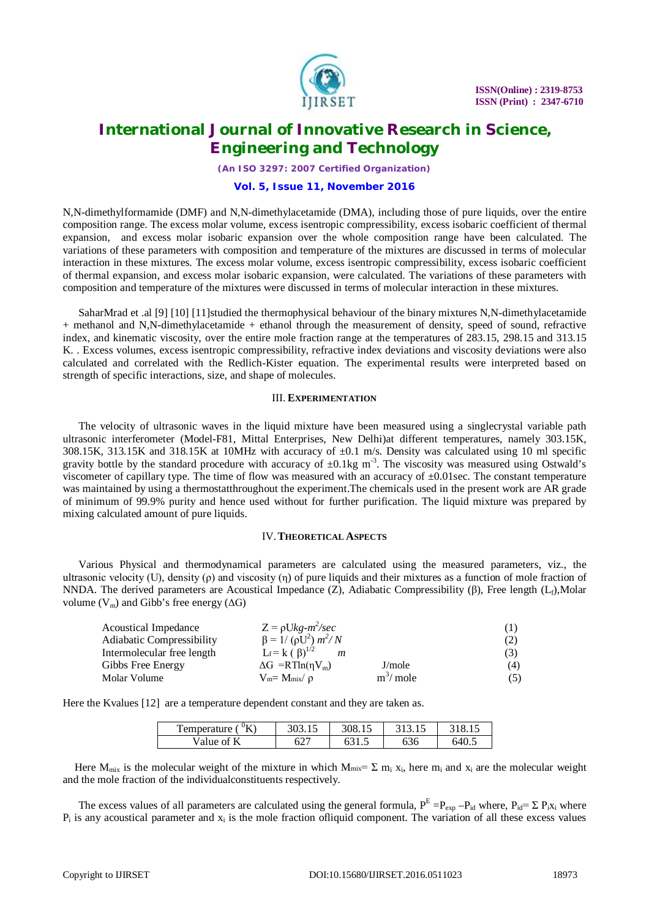N,N-dimethylformamide (DMF) and N,N-dimethylacetamide (DMA), including those of pure liquids, over the entire composition range. The excess molar volume, excess isentropic compressibility, excess isobaric coefficient of thermal expansion, and excess molar isobaric expansion over the whole composition range have been calculated. The variations of these parameters with composition and temperature of the mixtures are discussed in terms of molecular interaction in these mixtures. The excess molar volume, excess isentropic compressibility, excess isobaric coefficient of thermal expansion, and excess molar isobaric expansion, were calculated. The variations of these parameters with composition and temperature of the mixtures were discussed in terms of molecular interaction in these mixtures.

SaharMrad et .al [9] [10] [11]studied the thermophysical behaviour of the binary mixtures N,N-dimethylacetamide + methanol and N,N-dimethylacetamide + ethanol through the measurement of density, speed of sound, refractive index, and kinematic viscosity, over the entire mole fraction range at the temperatures of 283.15, 298.15 and 313.15 K. . Excess volumes, excess isentropic compressibility, refractive index deviations and viscosity deviations were also calculated and correlated with the Redlich-Kister equation. The experimental results were interpreted based on strength of specific interactions, size, and shape of molecules.

## III. EXPERIMENTATION

The velocity of ultrasonic waves in the liquid mixture have been measured using a singlecrystal variable path ultrasonic interferometer (Model-F81, Mittal Enterprises, New Delhi)at different temperatures, namely 303.15K, 308.15K, 313.15K and 318.15K at 10MHz with accuracy of ±0.1 m/s. Density was calculated using 10 ml specific gravity bottle by the standard procedure with accuracy of ±0.1kg $m^{-3}$. The viscosity was measured using Ostwald's viscometer of capillary type. The time of flow was measured with an accuracy of ±0.01sec. The constant temperature was maintained by using a thermostatthroughout the experiment.The chemicals used in the present work are AR grade of minimum of 99.9% purity and hence used without for further purification. The liquid mixture was prepared by mixing calculated amount of pure liquids.

## IV. THEORETICAL ASPECTS

Various Physical and thermodynamical parameters are calculated using the measured parameters, viz., the ultrasonic velocity (U), density (ρ) and viscosity (η) of pure liquids and their mixtures as a function of mole fraction of NNDA. The derived parameters are Acoustical Impedance (Z), Adiabatic Compressibility (β), Free length ($L_f$),Molar volume ($V_m$) and Gibb's free energy (ΔG)

| | | | |
|---|---|---|---|
| Acoustical Impedance | $Z = \rho U$ $kg\text{-}m^2/sec$ | | (1) |
| Adiabatic Compressibility | $\beta = 1/(\rho U^2)$ $m^2/N$ | | (2) |
| Intermolecular free length | $L_f = k\,(\beta)^{1/2}$ $m$ | | (3) |
| Gibbs Free Energy | $\Delta G = RT\ln(\eta V_m)$ | J/mole | (4) |
| Molar Volume | $V_m = M_{mix}/\rho$ | $m^3$/ mole | (5) |

Here the Kvalues [12] are a temperature dependent constant and they are taken as.

| Temperature ( $^0$K) | 303.15 | 308.15 | 313.15 | 318.15 |
|---|---|---|---|---|
| Value of K | 627 | 631.5 | 636 | 640.5 |

Here $M_{mix}$ is the molecular weight of the mixture in which $M_{mix} = \Sigma\, m_i\, x_i$, here $m_i$ and $x_i$ are the molecular weight and the mole fraction of the individualconstituents respectively.

The excess values of all parameters are calculated using the general formula, $P^E = P_{exp} - P_{id}$ where, $P_{id} = \Sigma\, P_i x_i$ where $P_i$ is any acoustical parameter and $x_i$ is the mole fraction ofliquid component. The variation of all these excess values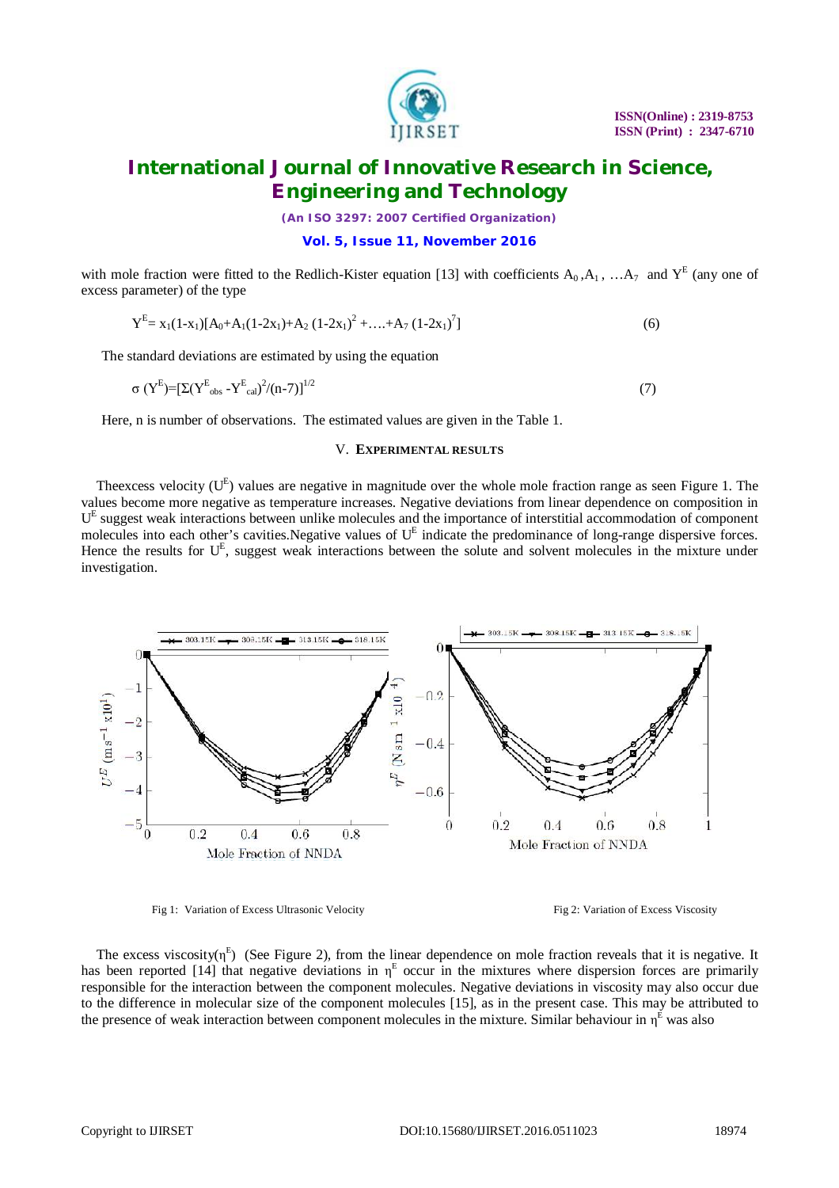with mole fraction were fitted to the Redlich-Kister equation [13] with coefficients $A_0, A_1, \ldots A_7$ and $Y^E$ (any one of excess parameter) of the type

$$Y^E = x_1(1-x_1)[A_0+A_1(1-2x_1)+A_2(1-2x_1)^2+\ldots+A_7(1-2x_1)^7] \quad (6)$$

The standard deviations are estimated by using the equation

$$\sigma(Y^E)=[\Sigma(Y^E_{obs}-Y^E_{cal})^2/(n-7)]^{1/2} \quad (7)$$

Here, n is number of observations. The estimated values are given in the Table 1.

## V. EXPERIMENTAL RESULTS

Theexcess velocity ($U^E$) values are negative in magnitude over the whole mole fraction range as seen Figure 1. The values become more negative as temperature increases. Negative deviations from linear dependence on composition in $U^E$ suggest weak interactions between unlike molecules and the importance of interstitial accommodation of component molecules into each other's cavities.Negative values of $U^E$ indicate the predominance of long-range dispersive forces. Hence the results for $U^E$, suggest weak interactions between the solute and solvent molecules in the mixture under investigation.

Fig 1: Variation of Excess Ultrasonic Velocity

Fig 2: Variation of Excess Viscosity

The excess viscosity($\eta^E$) (See Figure 2), from the linear dependence on mole fraction reveals that it is negative. It has been reported [14] that negative deviations in $\eta^E$ occur in the mixtures where dispersion forces are primarily responsible for the interaction between the component molecules. Negative deviations in viscosity may also occur due to the difference in molecular size of the component molecules [15], as in the present case. This may be attributed to the presence of weak interaction between component molecules in the mixture. Similar behaviour in $\eta^E$ was also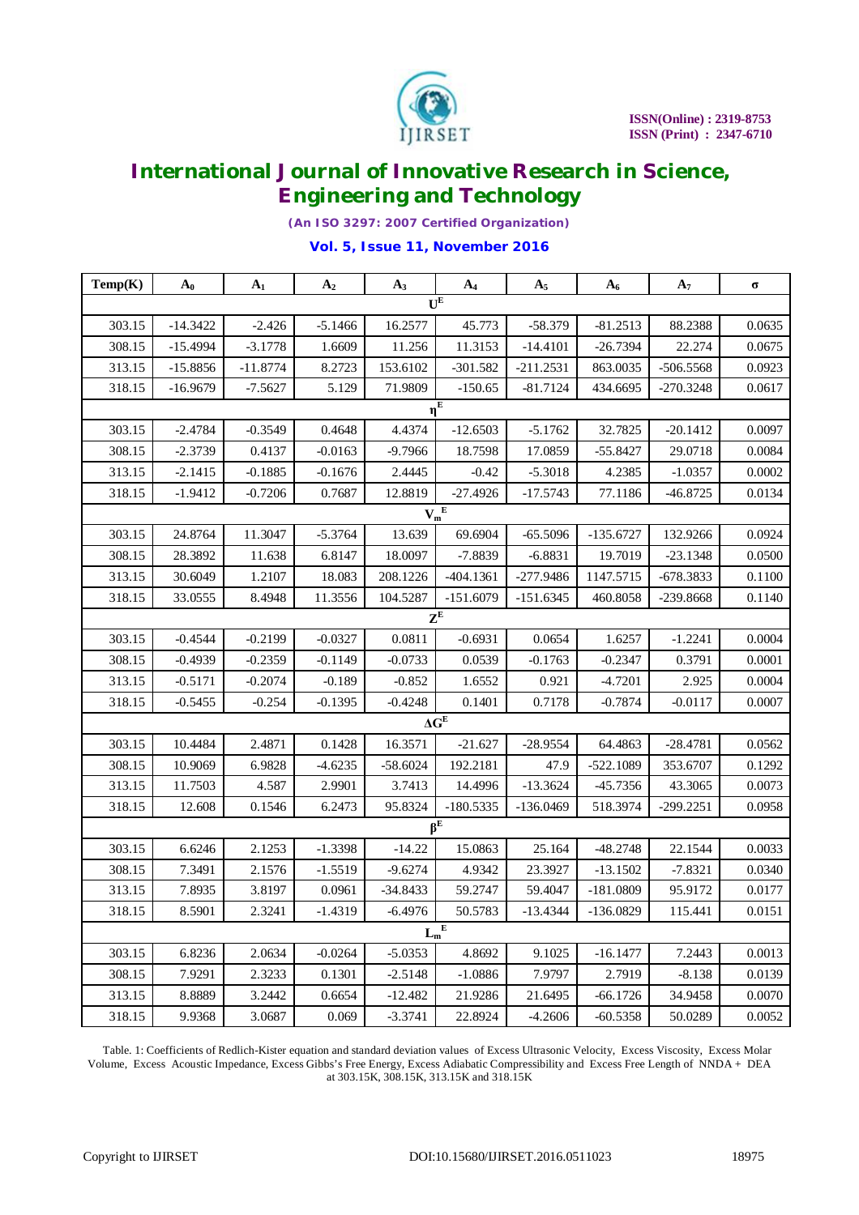| Temp(K) | $A_0$ | $A_1$ | $A_2$ | $A_3$ | $A_4$ | $A_5$ | $A_6$ | $A_7$ | σ |
|---|---|---|---|---|---|---|---|---|---|
| | | | | | $U^E$ | | | | |
| 303.15 | -14.3422 | -2.426 | -5.1466 | 16.2577 | 45.773 | -58.379 | -81.2513 | 88.2388 | 0.0635 |
| 308.15 | -15.4994 | -3.1778 | 1.6609 | 11.256 | 11.3153 | -14.4101 | -26.7394 | 22.274 | 0.0675 |
| 313.15 | -15.8856 | -11.8774 | 8.2723 | 153.6102 | -301.582 | -211.2531 | 863.0035 | -506.5568 | 0.0923 |
| 318.15 | -16.9679 | -7.5627 | 5.129 | 71.9809 | -150.65 | -81.7124 | 434.6695 | -270.3248 | 0.0617 |
| | | | | | $\eta^E$ | | | | |
| 303.15 | -2.4784 | -0.3549 | 0.4648 | 4.4374 | -12.6503 | -5.1762 | 32.7825 | -20.1412 | 0.0097 |
| 308.15 | -2.3739 | 0.4137 | -0.0163 | -9.7966 | 18.7598 | 17.0859 | -55.8427 | 29.0718 | 0.0084 |
| 313.15 | -2.1415 | -0.1885 | -0.1676 | 2.4445 | -0.42 | -5.3018 | 4.2385 | -1.0357 | 0.0002 |
| 318.15 | -1.9412 | -0.7206 | 0.7687 | 12.8819 | -27.4926 | -17.5743 | 77.1186 | -46.8725 | 0.0134 |
| | | | | | $V_m^E$ | | | | |
| 303.15 | 24.8764 | 11.3047 | -5.3764 | 13.639 | 69.6904 | -65.5096 | -135.6727 | 132.9266 | 0.0924 |
| 308.15 | 28.3892 | 11.638 | 6.8147 | 18.0097 | -7.8839 | -6.8831 | 19.7019 | -23.1348 | 0.0500 |
| 313.15 | 30.6049 | 1.2107 | 18.083 | 208.1226 | -404.1361 | -277.9486 | 1147.5715 | -678.3833 | 0.1100 |
| 318.15 | 33.0555 | 8.4948 | 11.3556 | 104.5287 | -151.6079 | -151.6345 | 460.8058 | -239.8668 | 0.1140 |
| | | | | | $Z^E$ | | | | |
| 303.15 | -0.4544 | -0.2199 | -0.0327 | 0.0811 | -0.6931 | 0.0654 | 1.6257 | -1.2241 | 0.0004 |
| 308.15 | -0.4939 | -0.2359 | -0.1149 | -0.0733 | 0.0539 | -0.1763 | -0.2347 | 0.3791 | 0.0001 |
| 313.15 | -0.5171 | -0.2074 | -0.189 | -0.852 | 1.6552 | 0.921 | -4.7201 | 2.925 | 0.0004 |
| 318.15 | -0.5455 | -0.254 | -0.1395 | -0.4248 | 0.1401 | 0.7178 | -0.7874 | -0.0117 | 0.0007 |
| | | | | | $\Delta G^E$ | | | | |
| 303.15 | 10.4484 | 2.4871 | 0.1428 | 16.3571 | -21.627 | -28.9554 | 64.4863 | -28.4781 | 0.0562 |
| 308.15 | 10.9069 | 6.9828 | -4.6235 | -58.6024 | 192.2181 | 47.9 | -522.1089 | 353.6707 | 0.1292 |
| 313.15 | 11.7503 | 4.587 | 2.9901 | 3.7413 | 14.4996 | -13.3624 | -45.7356 | 43.3065 | 0.0073 |
| 318.15 | 12.608 | 0.1546 | 6.2473 | 95.8324 | -180.5335 | -136.0469 | 518.3974 | -299.2251 | 0.0958 |
| | | | | | $\beta^E$ | | | | |
| 303.15 | 6.6246 | 2.1253 | -1.3398 | -14.22 | 15.0863 | 25.164 | -48.2748 | 22.1544 | 0.0033 |
| 308.15 | 7.3491 | 2.1576 | -1.5519 | -9.6274 | 4.9342 | 23.3927 | -13.1502 | -7.8321 | 0.0340 |
| 313.15 | 7.8935 | 3.8197 | 0.0961 | -34.8433 | 59.2747 | 59.4047 | -181.0809 | 95.9172 | 0.0177 |
| 318.15 | 8.5901 | 2.3241 | -1.4319 | -6.4976 | 50.5783 | -13.4344 | -136.0829 | 115.441 | 0.0151 |
| | | | | | $L_m^E$ | | | | |
| 303.15 | 6.8236 | 2.0634 | -0.0264 | -5.0353 | 4.8692 | 9.1025 | -16.1477 | 7.2443 | 0.0013 |
| 308.15 | 7.9291 | 2.3233 | 0.1301 | -2.5148 | -1.0886 | 7.9797 | 2.7919 | -8.138 | 0.0139 |
| 313.15 | 8.8889 | 3.2442 | 0.6654 | -12.482 | 21.9286 | 21.6495 | -66.1726 | 34.9458 | 0.0070 |
| 318.15 | 9.9368 | 3.0687 | 0.069 | -3.3741 | 22.8924 | -4.2606 | -60.5358 | 50.0289 | 0.0052 |

Table. 1: Coefficients of Redlich-Kister equation and standard deviation values of Excess Ultrasonic Velocity, Excess Viscosity, Excess Molar Volume, Excess Acoustic Impedance, Excess Gibbs's Free Energy, Excess Adiabatic Compressibility and Excess Free Length of NNDA + DEA at 303.15K, 308.15K, 313.15K and 318.15K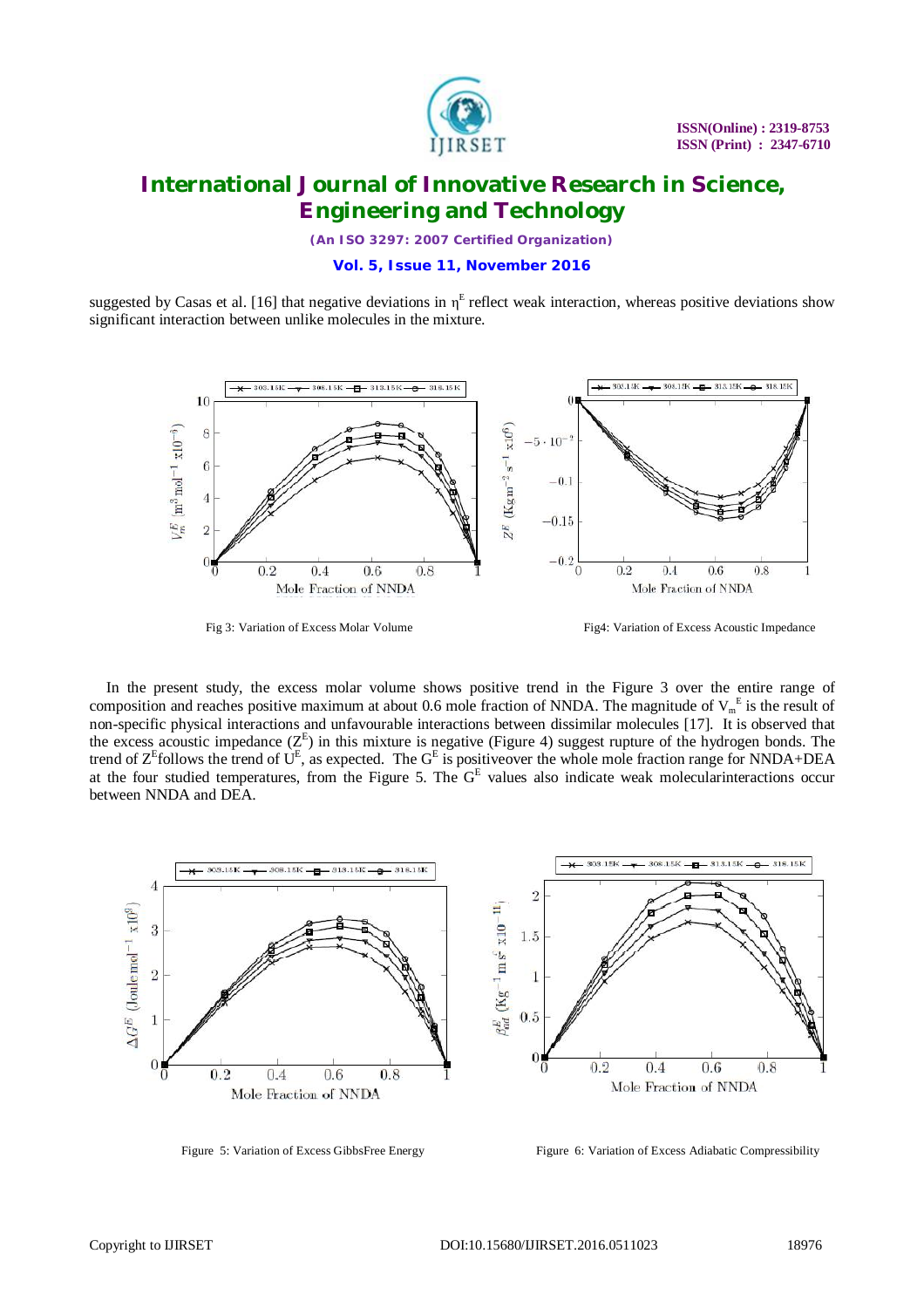suggested by Casas et al. [16] that negative deviations in $\eta^E$ reflect weak interaction, whereas positive deviations show significant interaction between unlike molecules in the mixture.

Fig 3: Variation of Excess Molar Volume

Fig4: Variation of Excess Acoustic Impedance

In the present study, the excess molar volume shows positive trend in the Figure 3 over the entire range of composition and reaches positive maximum at about 0.6 mole fraction of NNDA. The magnitude of $V_m^E$ is the result of non-specific physical interactions and unfavourable interactions between dissimilar molecules [17]. It is observed that the excess acoustic impedance ($Z^E$) in this mixture is negative (Figure 4) suggest rupture of the hydrogen bonds. The trend of $Z^E$follows the trend of $U^E$, as expected. The $G^E$ is positiveover the whole mole fraction range for NNDA+DEA at the four studied temperatures, from the Figure 5. The $G^E$ values also indicate weak molecularinteractions occur between NNDA and DEA.

Figure 5: Variation of Excess GibbsFree Energy

Figure 6: Variation of Excess Adiabatic Compressibility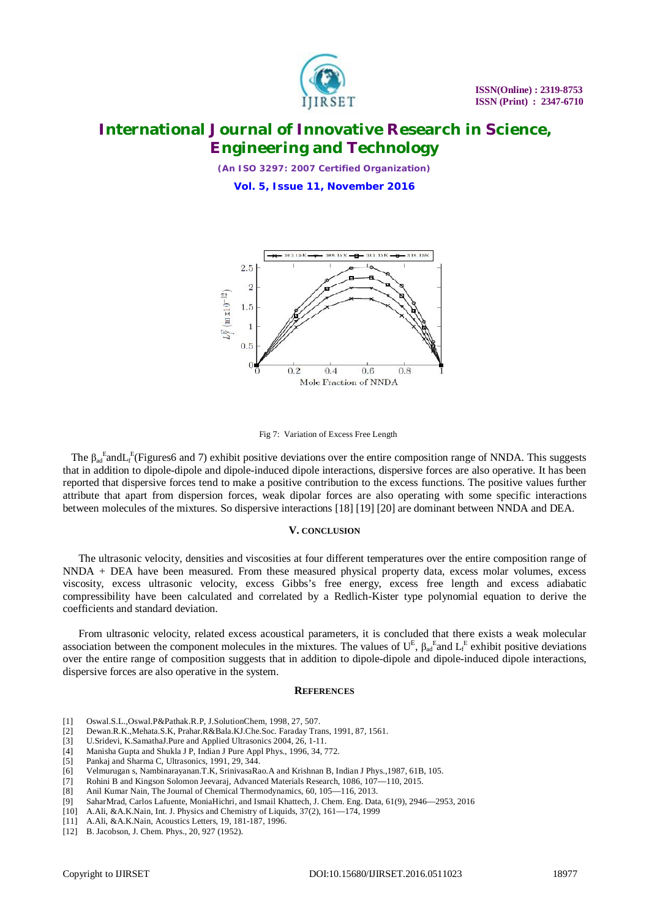Fig 7: Variation of Excess Free Length

The $\beta_{ad}^{E}$ and $L_{f}^{E}$ (Figures6 and 7) exhibit positive deviations over the entire composition range of NNDA. This suggests that in addition to dipole-dipole and dipole-induced dipole interactions, dispersive forces are also operative. It has been reported that dispersive forces tend to make a positive contribution to the excess functions. The positive values further attribute that apart from dispersion forces, weak dipolar forces are also operating with some specific interactions between molecules of the mixtures. So dispersive interactions [18] [19] [20] are dominant between NNDA and DEA.

## V. CONCLUSION

The ultrasonic velocity, densities and viscosities at four different temperatures over the entire composition range of NNDA + DEA have been measured. From these measured physical property data, excess molar volumes, excess viscosity, excess ultrasonic velocity, excess Gibbs's free energy, excess free length and excess adiabatic compressibility have been calculated and correlated by a Redlich-Kister type polynomial equation to derive the coefficients and standard deviation.

From ultrasonic velocity, related excess acoustical parameters, it is concluded that there exists a weak molecular association between the component molecules in the mixtures. The values of $U^{E}$, $\beta_{ad}^{E}$ and $L_{f}^{E}$ exhibit positive deviations over the entire range of composition suggests that in addition to dipole-dipole and dipole-induced dipole interactions, dispersive forces are also operative in the system.

## REFERENCES

[1] Oswal.S.L.,Oswal.P&Pathak.R.P, J.SolutionChem, 1998, 27, 507.
[2] Dewan.R.K.,Mehata.S.K, Prahar.R&Bala.KJ.Che.Soc. Faraday Trans, 1991, 87, 1561.
[3] U.Sridevi, K.SamathaJ.Pure and Applied Ultrasonics 2004, 26, 1-11.
[4] Manisha Gupta and Shukla J P, Indian J Pure Appl Phys., 1996, 34, 772.
[5] Pankaj and Sharma C, Ultrasonics, 1991, 29, 344.
[6] Velmurugan s, Nambinarayanan.T.K, SrinivasaRao.A and Krishnan B, Indian J Phys.,1987, 61B, 105.
[7] Rohini B and Kingson Solomon Jeevaraj, Advanced Materials Research, 1086, 107—110, 2015.
[8] Anil Kumar Nain, The Journal of Chemical Thermodynamics, 60, 105—116, 2013.
[9] SaharMrad, Carlos Lafuente, MoniaHichri, and Ismail Khattech, J. Chem. Eng. Data, 61(9), 2946—2953, 2016
[10] A.Ali, &A.K.Nain, Int. J. Physics and Chemistry of Liquids, 37(2), 161—174, 1999
[11] A.Ali, &A.K.Nain, Acoustics Letters, 19, 181-187, 1996.
[12] B. Jacobson, J. Chem. Phys., 20, 927 (1952).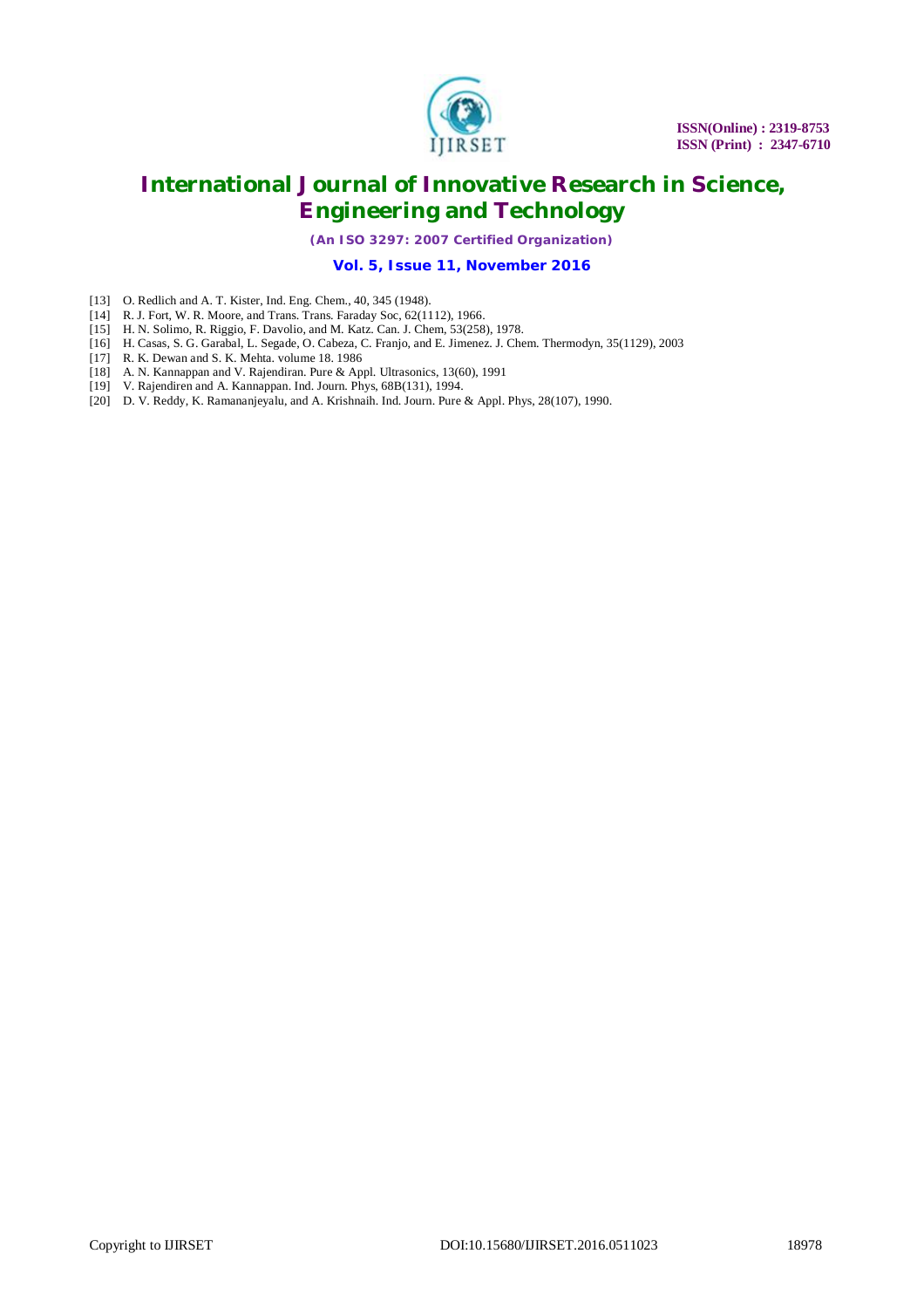[13] O. Redlich and A. T. Kister, Ind. Eng. Chem., 40, 345 (1948).
[14] R. J. Fort, W. R. Moore, and Trans. Trans. Faraday Soc, 62(1112), 1966.
[15] H. N. Solimo, R. Riggio, F. Davolio, and M. Katz. Can. J. Chem, 53(258), 1978.
[16] H. Casas, S. G. Garabal, L. Segade, O. Cabeza, C. Franjo, and E. Jimenez. J. Chem. Thermodyn, 35(1129), 2003
[17] R. K. Dewan and S. K. Mehta. volume 18. 1986
[18] A. N. Kannappan and V. Rajendiran. Pure & Appl. Ultrasonics, 13(60), 1991
[19] V. Rajendiren and A. Kannappan. Ind. Journ. Phys, 68B(131), 1994.
[20] D. V. Reddy, K. Ramananjeyalu, and A. Krishnaih. Ind. Journ. Pure & Appl. Phys, 28(107), 1990.